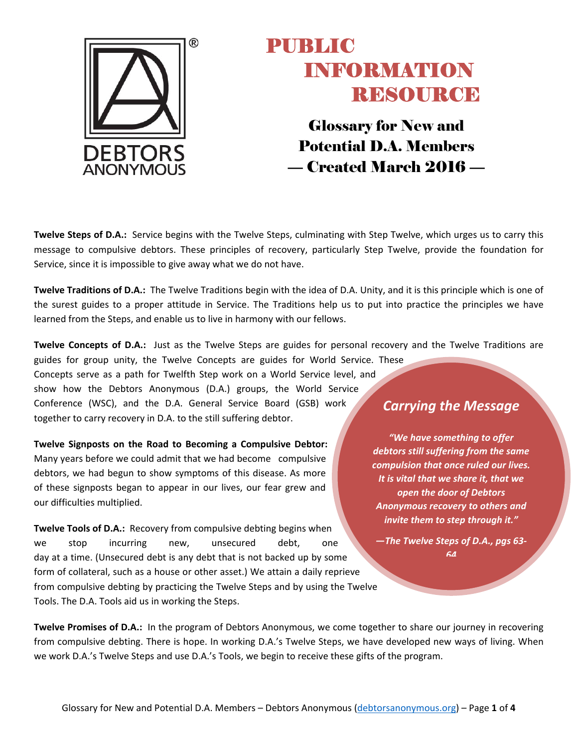# PUBLIC INFORMATION RESOURCE

## Glossary for New and Potential D.A. Members — Created March 2016 —

**Twelve Steps of D.A.:** Service begins with the Twelve Steps, culminating with Step Twelve, which urges us to carry this message to compulsive debtors. These principles of recovery, particularly Step Twelve, provide the foundation for Service, since it is impossible to give away what we do not have.

**Twelve Traditions of D.A.:** The Twelve Traditions begin with the idea of D.A. Unity, and it is this principle which is one of the surest guides to a proper attitude in Service. The Traditions help us to put into practice the principles we have learned from the Steps, and enable us to live in harmony with our fellows.

**Twelve Concepts of D.A.:** Just as the Twelve Steps are guides for personal recovery and the Twelve Traditions are guides for group unity, the Twelve Concepts are guides for World Service. These Concepts serve as a path for Twelfth Step work on a World Service level, and show how the Debtors Anonymous (D.A.) groups, the World Service Conference (WSC), and the D.A. General Service Board (GSB) work together to carry recovery in D.A. to the still suffering debtor.

**Twelve Signposts on the Road to Becoming a Compulsive Debtor:** Many years before we could admit that we had become compulsive debtors, we had begun to show symptoms of this disease. As more of these signposts began to appear in our lives, our fear grew and our difficulties multiplied.

**Twelve Tools of D.A.:** Recovery from compulsive debting begins when we stop incurring new, unsecured debt, one day at a time. (Unsecured debt is any debt that is not backed up by some form of collateral, such as a house or other asset.) We attain a daily reprieve from compulsive debting by practicing the Twelve Steps and by using the Twelve Tools. The D.A. Tools aid us in working the Steps.

### *Carrying the Message*

> ***"We have something to offer debtors still suffering from the same compulsion that once ruled our lives. It is vital that we share it, that we open the door of Debtors Anonymous recovery to others and invite them to step through it."***
>
> ***—The Twelve Steps of D.A., pgs 63-64***

**Twelve Promises of D.A.:** In the program of Debtors Anonymous, we come together to share our journey in recovering from compulsive debting. There is hope. In working D.A.'s Twelve Steps, we have developed new ways of living. When we work D.A.'s Twelve Steps and use D.A.'s Tools, we begin to receive these gifts of the program.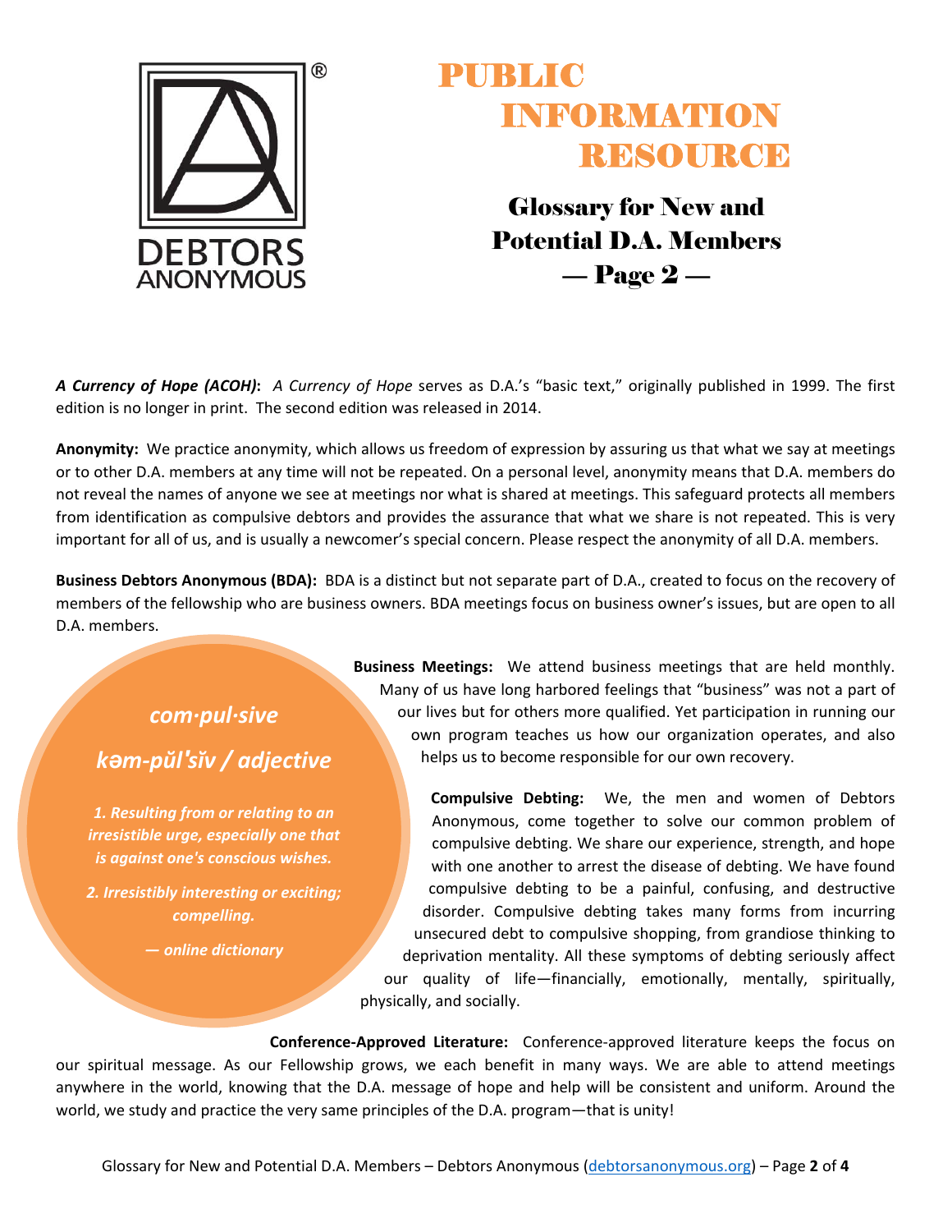# PUBLIC INFORMATION RESOURCE

## Glossary for New and Potential D.A. Members — Page 2 —

***A Currency of Hope (ACOH)*:** *A Currency of Hope* serves as D.A.'s "basic text," originally published in 1999. The first edition is no longer in print. The second edition was released in 2014.

**Anonymity:** We practice anonymity, which allows us freedom of expression by assuring us that what we say at meetings or to other D.A. members at any time will not be repeated. On a personal level, anonymity means that D.A. members do not reveal the names of anyone we see at meetings nor what is shared at meetings. This safeguard protects all members from identification as compulsive debtors and provides the assurance that what we share is not repeated. This is very important for all of us, and is usually a newcomer's special concern. Please respect the anonymity of all D.A. members.

**Business Debtors Anonymous (BDA):** BDA is a distinct but not separate part of D.A., created to focus on the recovery of members of the fellowship who are business owners. BDA meetings focus on business owner's issues, but are open to all D.A. members.

> ***com·pul·sive***
>
> ***kəm-pŭl'sĭv / adjective***
>
> ***1. Resulting from or relating to an irresistible urge, especially one that is against one's conscious wishes.***
>
> ***2. Irresistibly interesting or exciting; compelling.***
>
> ***— online dictionary***

**Business Meetings:** We attend business meetings that are held monthly. Many of us have long harbored feelings that "business" was not a part of our lives but for others more qualified. Yet participation in running our own program teaches us how our organization operates, and also helps us to become responsible for our own recovery.

**Compulsive Debting:** We, the men and women of Debtors Anonymous, come together to solve our common problem of compulsive debting. We share our experience, strength, and hope with one another to arrest the disease of debting. We have found compulsive debting to be a painful, confusing, and destructive disorder. Compulsive debting takes many forms from incurring unsecured debt to compulsive shopping, from grandiose thinking to deprivation mentality. All these symptoms of debting seriously affect our quality of life—financially, emotionally, mentally, spiritually, physically, and socially.

**Conference-Approved Literature:** Conference-approved literature keeps the focus on our spiritual message. As our Fellowship grows, we each benefit in many ways. We are able to attend meetings anywhere in the world, knowing that the D.A. message of hope and help will be consistent and uniform. Around the world, we study and practice the very same principles of the D.A. program—that is unity!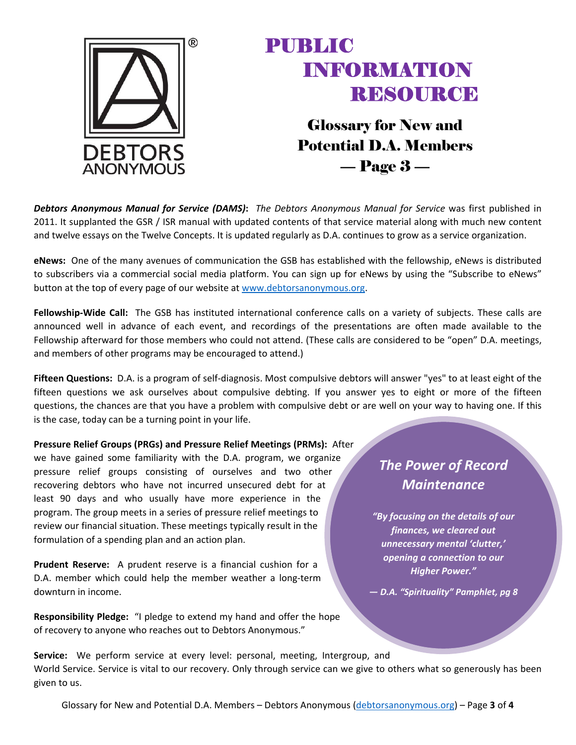# PUBLIC INFORMATION RESOURCE

## Glossary for New and Potential D.A. Members — Page 3 —

***Debtors Anonymous Manual for Service (DAMS)*:** *The Debtors Anonymous Manual for Service* was first published in 2011. It supplanted the GSR / ISR manual with updated contents of that service material along with much new content and twelve essays on the Twelve Concepts. It is updated regularly as D.A. continues to grow as a service organization.

**eNews:** One of the many avenues of communication the GSB has established with the fellowship, eNews is distributed to subscribers via a commercial social media platform. You can sign up for eNews by using the "Subscribe to eNews" button at the top of every page of our website at [www.debtorsanonymous.org](http://www.debtorsanonymous.org).

**Fellowship-Wide Call:** The GSB has instituted international conference calls on a variety of subjects. These calls are announced well in advance of each event, and recordings of the presentations are often made available to the Fellowship afterward for those members who could not attend. (These calls are considered to be "open" D.A. meetings, and members of other programs may be encouraged to attend.)

**Fifteen Questions:** D.A. is a program of self-diagnosis. Most compulsive debtors will answer "yes" to at least eight of the fifteen questions we ask ourselves about compulsive debting. If you answer yes to eight or more of the fifteen questions, the chances are that you have a problem with compulsive debt or are well on your way to having one. If this is the case, today can be a turning point in your life.

**Pressure Relief Groups (PRGs) and Pressure Relief Meetings (PRMs):** After we have gained some familiarity with the D.A. program, we organize pressure relief groups consisting of ourselves and two other recovering debtors who have not incurred unsecured debt for at least 90 days and who usually have more experience in the program. The group meets in a series of pressure relief meetings to review our financial situation. These meetings typically result in the formulation of a spending plan and an action plan.

**Prudent Reserve:** A prudent reserve is a financial cushion for a D.A. member which could help the member weather a long-term downturn in income.

**Responsibility Pledge:** "I pledge to extend my hand and offer the hope of recovery to anyone who reaches out to Debtors Anonymous."

**Service:** We perform service at every level: personal, meeting, Intergroup, and World Service. Service is vital to our recovery. Only through service can we give to others what so generously has been given to us.

> ***The Power of Record Maintenance***
>
> ***"By focusing on the details of our finances, we cleared out unnecessary mental 'clutter,' opening a connection to our Higher Power."***
>
> ***— D.A. "Spirituality" Pamphlet, pg 8***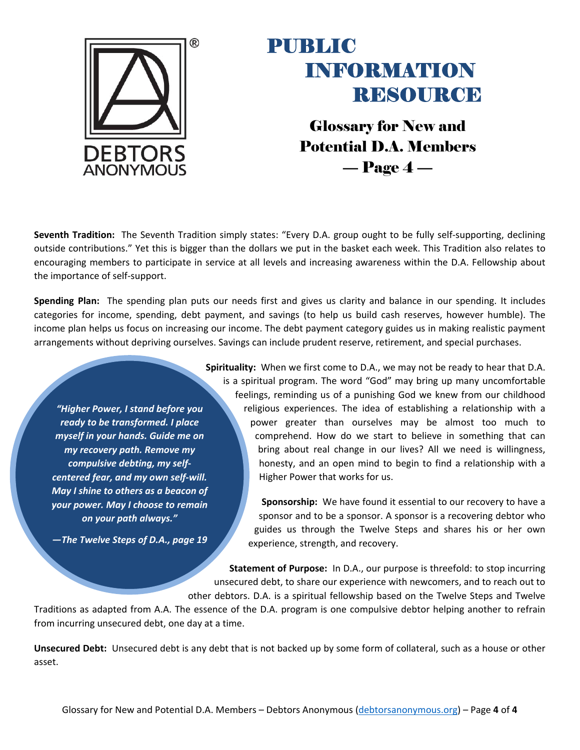# PUBLIC INFORMATION RESOURCE

## Glossary for New and Potential D.A. Members — Page 4 —

**Seventh Tradition:** The Seventh Tradition simply states: "Every D.A. group ought to be fully self-supporting, declining outside contributions." Yet this is bigger than the dollars we put in the basket each week. This Tradition also relates to encouraging members to participate in service at all levels and increasing awareness within the D.A. Fellowship about the importance of self-support.

**Spending Plan:** The spending plan puts our needs first and gives us clarity and balance in our spending. It includes categories for income, spending, debt payment, and savings (to help us build cash reserves, however humble). The income plan helps us focus on increasing our income. The debt payment category guides us in making realistic payment arrangements without depriving ourselves. Savings can include prudent reserve, retirement, and special purchases.

***"Higher Power, I stand before you ready to be transformed. I place myself in your hands. Guide me on my recovery path. Remove my compulsive debting, my self-centered fear, and my own self-will. May I shine to others as a beacon of your power. May I choose to remain on your path always."***

***—The Twelve Steps of D.A., page 19***

**Spirituality:** When we first come to D.A., we may not be ready to hear that D.A. is a spiritual program. The word "God" may bring up many uncomfortable feelings, reminding us of a punishing God we knew from our childhood religious experiences. The idea of establishing a relationship with a power greater than ourselves may be almost too much to comprehend. How do we start to believe in something that can bring about real change in our lives? All we need is willingness, honesty, and an open mind to begin to find a relationship with a Higher Power that works for us.

**Sponsorship:** We have found it essential to our recovery to have a sponsor and to be a sponsor. A sponsor is a recovering debtor who guides us through the Twelve Steps and shares his or her own experience, strength, and recovery.

**Statement of Purpose:** In D.A., our purpose is threefold: to stop incurring unsecured debt, to share our experience with newcomers, and to reach out to other debtors. D.A. is a spiritual fellowship based on the Twelve Steps and Twelve Traditions as adapted from A.A. The essence of the D.A. program is one compulsive debtor helping another to refrain from incurring unsecured debt, one day at a time.

**Unsecured Debt:** Unsecured debt is any debt that is not backed up by some form of collateral, such as a house or other asset.